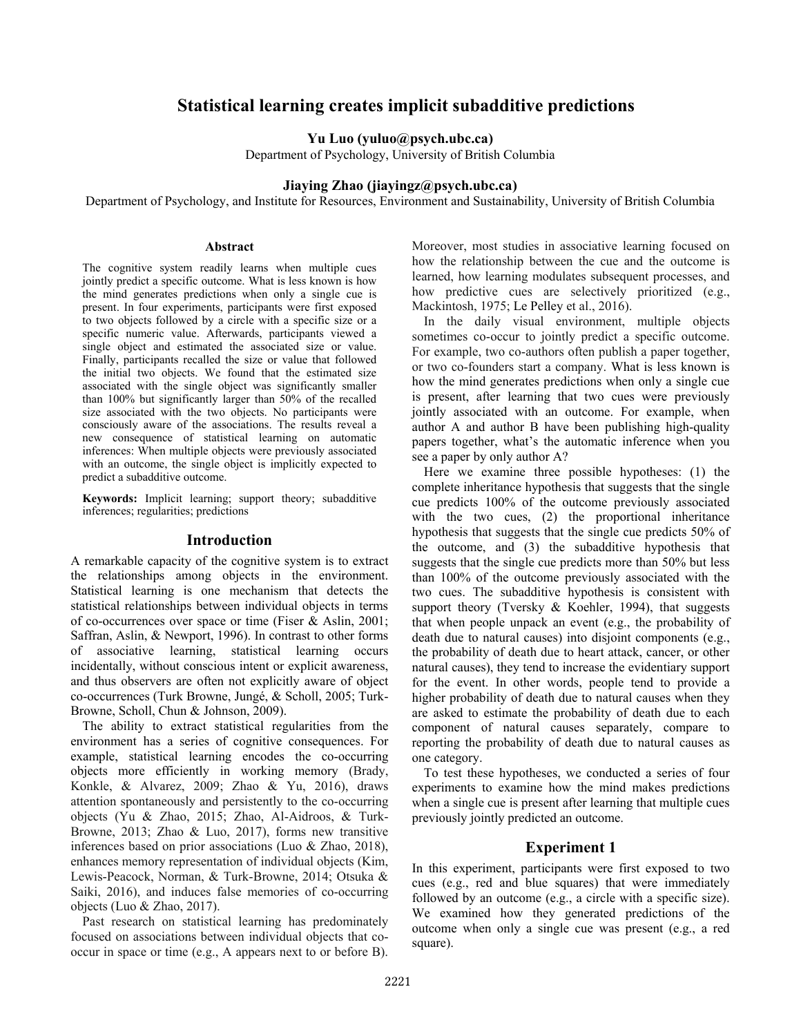# Statistical learning creates implicit subadditive predictions

**Yu Luo (yuluo@psych.ubc.ca)**
Department of Psychology, University of British Columbia

**Jiaying Zhao (jiayingz@psych.ubc.ca)**
Department of Psychology, and Institute for Resources, Environment and Sustainability, University of British Columbia

## Abstract

The cognitive system readily learns when multiple cues jointly predict a specific outcome. What is less known is how the mind generates predictions when only a single cue is present. In four experiments, participants were first exposed to two objects followed by a circle with a specific size or a specific numeric value. Afterwards, participants viewed a single object and estimated the associated size or value. Finally, participants recalled the size or value that followed the initial two objects. We found that the estimated size associated with the single object was significantly smaller than 100% but significantly larger than 50% of the recalled size associated with the two objects. No participants were consciously aware of the associations. The results reveal a new consequence of statistical learning on automatic inferences: When multiple objects were previously associated with an outcome, the single object is implicitly expected to predict a subadditive outcome.

**Keywords:** Implicit learning; support theory; subadditive inferences; regularities; predictions

## Introduction

A remarkable capacity of the cognitive system is to extract the relationships among objects in the environment. Statistical learning is one mechanism that detects the statistical relationships between individual objects in terms of co-occurrences over space or time (Fiser & Aslin, 2001; Saffran, Aslin, & Newport, 1996). In contrast to other forms of associative learning, statistical learning occurs incidentally, without conscious intent or explicit awareness, and thus observers are often not explicitly aware of object co-occurrences (Turk Browne, Jungé, & Scholl, 2005; Turk-Browne, Scholl, Chun & Johnson, 2009).

The ability to extract statistical regularities from the environment has a series of cognitive consequences. For example, statistical learning encodes the co-occurring objects more efficiently in working memory (Brady, Konkle, & Alvarez, 2009; Zhao & Yu, 2016), draws attention spontaneously and persistently to the co-occurring objects (Yu & Zhao, 2015; Zhao, Al-Aidroos, & Turk-Browne, 2013; Zhao & Luo, 2017), forms new transitive inferences based on prior associations (Luo & Zhao, 2018), enhances memory representation of individual objects (Kim, Lewis-Peacock, Norman, & Turk-Browne, 2014; Otsuka & Saiki, 2016), and induces false memories of co-occurring objects (Luo & Zhao, 2017).

Past research on statistical learning has predominately focused on associations between individual objects that co-occur in space or time (e.g., A appears next to or before B). Moreover, most studies in associative learning focused on how the relationship between the cue and the outcome is learned, how learning modulates subsequent processes, and how predictive cues are selectively prioritized (e.g., Mackintosh, 1975; Le Pelley et al., 2016).

In the daily visual environment, multiple objects sometimes co-occur to jointly predict a specific outcome. For example, two co-authors often publish a paper together, or two co-founders start a company. What is less known is how the mind generates predictions when only a single cue is present, after learning that two cues were previously jointly associated with an outcome. For example, when author A and author B have been publishing high-quality papers together, what's the automatic inference when you see a paper by only author A?

Here we examine three possible hypotheses: (1) the complete inheritance hypothesis that suggests that the single cue predicts 100% of the outcome previously associated with the two cues, (2) the proportional inheritance hypothesis that suggests that the single cue predicts 50% of the outcome, and (3) the subadditive hypothesis that suggests that the single cue predicts more than 50% but less than 100% of the outcome previously associated with the two cues. The subadditive hypothesis is consistent with support theory (Tversky & Koehler, 1994), that suggests that when people unpack an event (e.g., the probability of death due to natural causes) into disjoint components (e.g., the probability of death due to heart attack, cancer, or other natural causes), they tend to increase the evidentiary support for the event. In other words, people tend to provide a higher probability of death due to natural causes when they are asked to estimate the probability of death due to each component of natural causes separately, compare to reporting the probability of death due to natural causes as one category.

To test these hypotheses, we conducted a series of four experiments to examine how the mind makes predictions when a single cue is present after learning that multiple cues previously jointly predicted an outcome.

## Experiment 1

In this experiment, participants were first exposed to two cues (e.g., red and blue squares) that were immediately followed by an outcome (e.g., a circle with a specific size). We examined how they generated predictions of the outcome when only a single cue was present (e.g., a red square).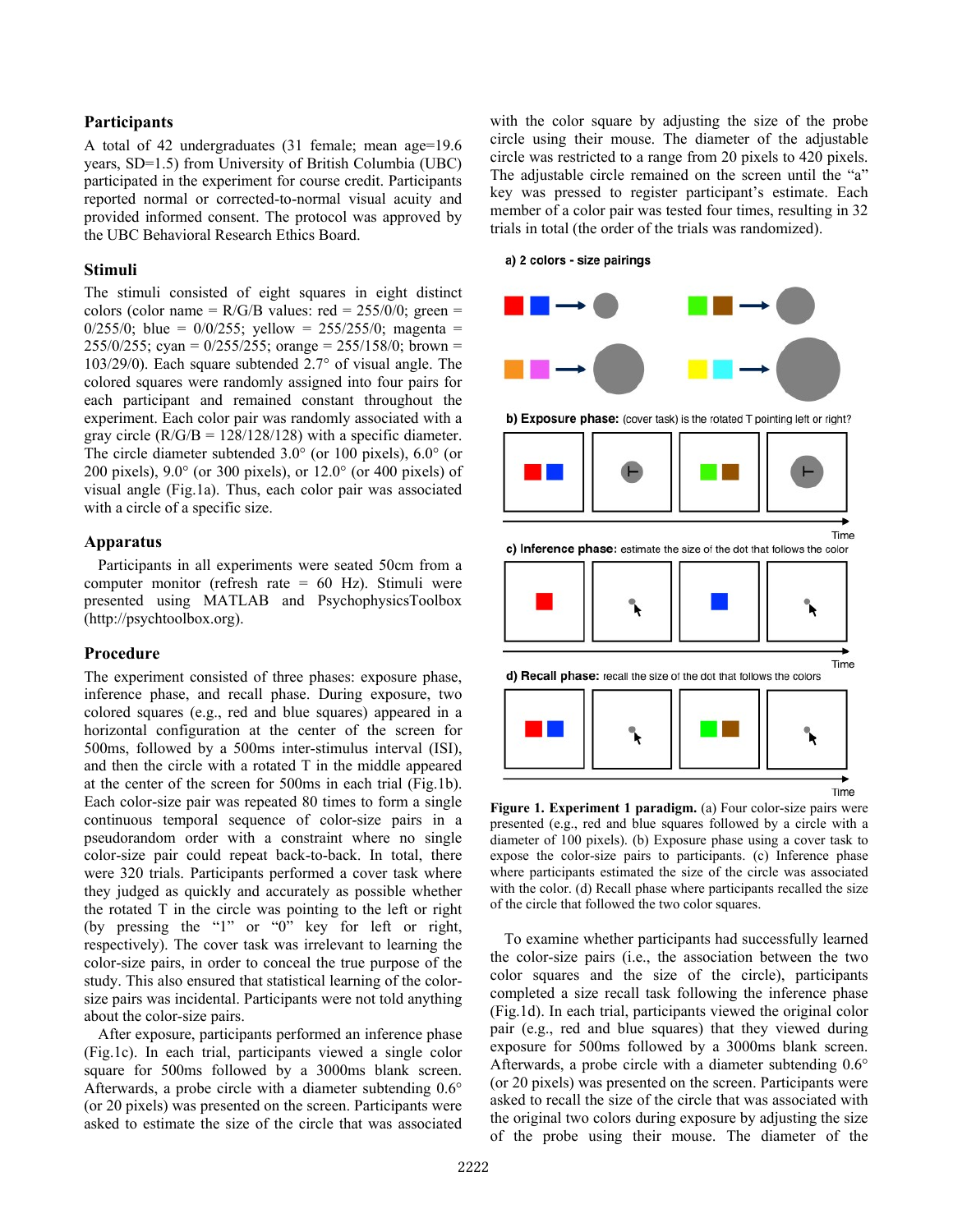### Participants

A total of 42 undergraduates (31 female; mean age=19.6 years, SD=1.5) from University of British Columbia (UBC) participated in the experiment for course credit. Participants reported normal or corrected-to-normal visual acuity and provided informed consent. The protocol was approved by the UBC Behavioral Research Ethics Board.

### Stimuli

The stimuli consisted of eight squares in eight distinct colors (color name = R/G/B values: red = 255/0/0; green = 0/255/0; blue = 0/0/255; yellow = 255/255/0; magenta = 255/0/255; cyan = 0/255/255; orange = 255/158/0; brown = 103/29/0). Each square subtended 2.7° of visual angle. The colored squares were randomly assigned into four pairs for each participant and remained constant throughout the experiment. Each color pair was randomly associated with a gray circle (R/G/B = 128/128/128) with a specific diameter. The circle diameter subtended 3.0° (or 100 pixels), 6.0° (or 200 pixels), 9.0° (or 300 pixels), or 12.0° (or 400 pixels) of visual angle (Fig.1a). Thus, each color pair was associated with a circle of a specific size.

### Apparatus

Participants in all experiments were seated 50cm from a computer monitor (refresh rate = 60 Hz). Stimuli were presented using MATLAB and PsychophysicsToolbox (http://psychtoolbox.org).

### Procedure

The experiment consisted of three phases: exposure phase, inference phase, and recall phase. During exposure, two colored squares (e.g., red and blue squares) appeared in a horizontal configuration at the center of the screen for 500ms, followed by a 500ms inter-stimulus interval (ISI), and then the circle with a rotated T in the middle appeared at the center of the screen for 500ms in each trial (Fig.1b). Each color-size pair was repeated 80 times to form a single continuous temporal sequence of color-size pairs in a pseudorandom order with a constraint where no single color-size pair could repeat back-to-back. In total, there were 320 trials. Participants performed a cover task where they judged as quickly and accurately as possible whether the rotated T in the circle was pointing to the left or right (by pressing the "1" or "0" key for left or right, respectively). The cover task was irrelevant to learning the color-size pairs, in order to conceal the true purpose of the study. This also ensured that statistical learning of the color-size pairs was incidental. Participants were not told anything about the color-size pairs.

After exposure, participants performed an inference phase (Fig.1c). In each trial, participants viewed a single color square for 500ms followed by a 3000ms blank screen. Afterwards, a probe circle with a diameter subtending 0.6° (or 20 pixels) was presented on the screen. Participants were asked to estimate the size of the circle that was associated with the color square by adjusting the size of the probe circle using their mouse. The diameter of the adjustable circle was restricted to a range from 20 pixels to 420 pixels. The adjustable circle remained on the screen until the "a" key was pressed to register participant's estimate. Each member of a color pair was tested four times, resulting in 32 trials in total (the order of the trials was randomized).

a) 2 colors - size pairings

b) Exposure phase: (cover task) is the rotated T pointing left or right?

Time

c) Inference phase: estimate the size of the dot that follows the color

Time

d) Recall phase: recall the size of the dot that follows the colors

Time

**Figure 1. Experiment 1 paradigm.** (a) Four color-size pairs were presented (e.g., red and blue squares followed by a circle with a diameter of 100 pixels). (b) Exposure phase using a cover task to expose the color-size pairs to participants. (c) Inference phase where participants estimated the size of the circle that was associated with the color. (d) Recall phase where participants recalled the size of the circle that followed the two color squares.

To examine whether participants had successfully learned the color-size pairs (i.e., the association between the two color squares and the size of the circle), participants completed a size recall task following the inference phase (Fig.1d). In each trial, participants viewed the original color pair (e.g., red and blue squares) that they viewed during exposure for 500ms followed by a 3000ms blank screen. Afterwards, a probe circle with a diameter subtending 0.6° (or 20 pixels) was presented on the screen. Participants were asked to recall the size of the circle that was associated with the original two colors during exposure by adjusting the size of the probe using their mouse. The diameter of the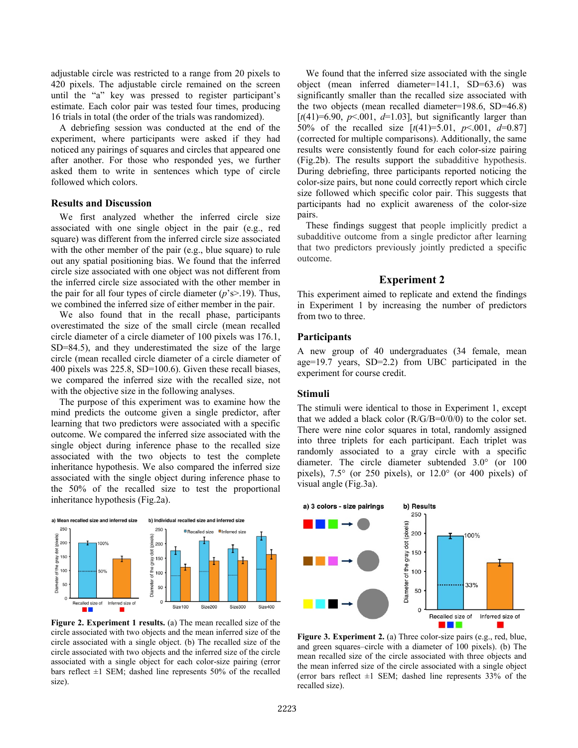adjustable circle was restricted to a range from 20 pixels to 420 pixels. The adjustable circle remained on the screen until the "a" key was pressed to register participant's estimate. Each color pair was tested four times, producing 16 trials in total (the order of the trials was randomized).

A debriefing session was conducted at the end of the experiment, where participants were asked if they had noticed any pairings of squares and circles that appeared one after another. For those who responded yes, we further asked them to write in sentences which type of circle followed which colors.

## Results and Discussion

We first analyzed whether the inferred circle size associated with one single object in the pair (e.g., red square) was different from the inferred circle size associated with the other member of the pair (e.g., blue square) to rule out any spatial positioning bias. We found that the inferred circle size associated with one object was not different from the inferred circle size associated with the other member in the pair for all four types of circle diameter ($p$'s>.19). Thus, we combined the inferred size of either member in the pair.

We also found that in the recall phase, participants overestimated the size of the small circle (mean recalled circle diameter of a circle diameter of 100 pixels was 176.1, SD=84.5), and they underestimated the size of the large circle (mean recalled circle diameter of a circle diameter of 400 pixels was 225.8, SD=100.6). Given these recall biases, we compared the inferred size with the recalled size, not with the objective size in the following analyses.

The purpose of this experiment was to examine how the mind predicts the outcome given a single predictor, after learning that two predictors were associated with a specific outcome. We compared the inferred size associated with the single object during inference phase to the recalled size associated with the two objects to test the complete inheritance hypothesis. We also compared the inferred size associated with the single object during inference phase to the 50% of the recalled size to test the proportional inheritance hypothesis (Fig.2a).

a) Mean recalled size and inferred size

b) Individual recalled size and inferred size

250
200
150
100
50
0

Diameter of the gray dot (pixels)

100%

50%

Recalled size of

Inferred size of

Recalled size

Inferred size

Size100

Size200

Size300

Size400

**Figure 2. Experiment 1 results.** (a) The mean recalled size of the circle associated with two objects and the mean inferred size of the circle associated with a single object. (b) The recalled size of the circle associated with two objects and the inferred size of the circle associated with a single object for each color-size pairing (error bars reflect ±1 SEM; dashed line represents 50% of the recalled size).

We found that the inferred size associated with the single object (mean inferred diameter=141.1, SD=63.6) was significantly smaller than the recalled size associated with the two objects (mean recalled diameter=198.6, SD=46.8) [$t(41)$=6.90, $p$<.001, $d$=1.03], but significantly larger than 50% of the recalled size [$t(41)$=5.01, $p$<.001, $d$=0.87] (corrected for multiple comparisons). Additionally, the same results were consistently found for each color-size pairing (Fig.2b). The results support the subadditive hypothesis. During debriefing, three participants reported noticing the color-size pairs, but none could correctly report which circle size followed which specific color pair. This suggests that participants had no explicit awareness of the color-size pairs.

These findings suggest that people implicitly predict a subadditive outcome from a single predictor after learning that two predictors previously jointly predicted a specific outcome.

## Experiment 2

This experiment aimed to replicate and extend the findings in Experiment 1 by increasing the number of predictors from two to three.

## Participants

A new group of 40 undergraduates (34 female, mean age=19.7 years, SD=2.2) from UBC participated in the experiment for course credit.

## Stimuli

The stimuli were identical to those in Experiment 1, except that we added a black color (R/G/B=0/0/0) to the color set. There were nine color squares in total, randomly assigned into three triplets for each participant. Each triplet was randomly associated to a gray circle with a specific diameter. The circle diameter subtended 3.0° (or 100 pixels), 7.5° (or 250 pixels), or 12.0° (or 400 pixels) of visual angle (Fig.3a).

a) 3 colors - size pairings

b) Results

250
200
150
100
50
0

Diameter of the gray dot (pixels)

100%

33%

Recalled size of

Inferred size of

**Figure 3. Experiment 2.** (a) Three color-size pairs (e.g., red, blue, and green squares–circle with a diameter of 100 pixels). (b) The mean recalled size of the circle associated with three objects and the mean inferred size of the circle associated with a single object (error bars reflect ±1 SEM; dashed line represents 33% of the recalled size).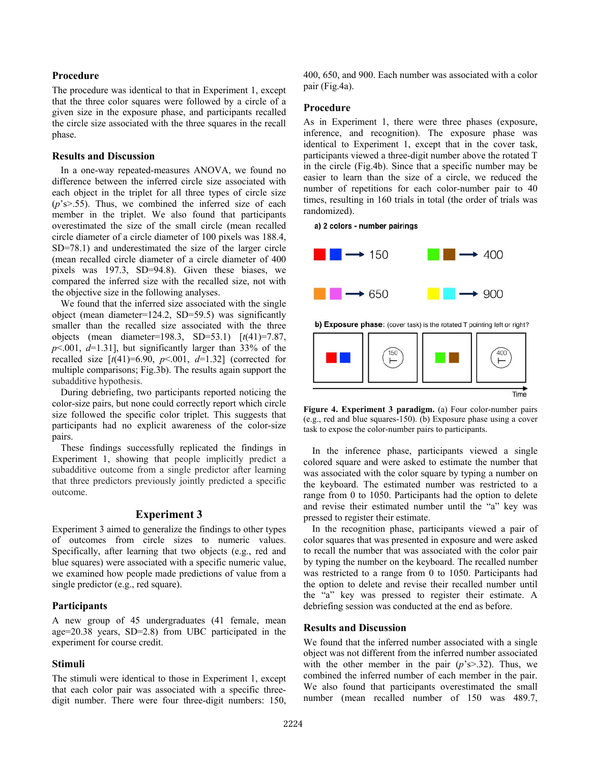### Procedure

The procedure was identical to that in Experiment 1, except that the three color squares were followed by a circle of a given size in the exposure phase, and participants recalled the circle size associated with the three squares in the recall phase.

### Results and Discussion

In a one-way repeated-measures ANOVA, we found no difference between the inferred circle size associated with each object in the triplet for all three types of circle size ($p$'s>.55). Thus, we combined the inferred size of each member in the triplet. We also found that participants overestimated the size of the small circle (mean recalled circle diameter of a circle diameter of 100 pixels was 188.4, SD=78.1) and underestimated the size of the larger circle (mean recalled circle diameter of a circle diameter of 400 pixels was 197.3, SD=94.8). Given these biases, we compared the inferred size with the recalled size, not with the objective size in the following analyses.

We found that the inferred size associated with the single object (mean diameter=124.2, SD=59.5) was significantly smaller than the recalled size associated with the three objects (mean diameter=198.3, SD=53.1) [$t(41)=7.87$, $p<.001$, $d=1.31$], but significantly larger than 33% of the recalled size [$t(41)=6.90$, $p<.001$, $d=1.32$] (corrected for multiple comparisons; Fig.3b). The results again support the subadditive hypothesis.

During debriefing, two participants reported noticing the color-size pairs, but none could correctly report which circle size followed the specific color triplet. This suggests that participants had no explicit awareness of the color-size pairs.

These findings successfully replicated the findings in Experiment 1, showing that people implicitly predict a subadditive outcome from a single predictor after learning that three predictors previously jointly predicted a specific outcome.

## Experiment 3

Experiment 3 aimed to generalize the findings to other types of outcomes from circle sizes to numeric values. Specifically, after learning that two objects (e.g., red and blue squares) were associated with a specific numeric value, we examined how people made predictions of value from a single predictor (e.g., red square).

### Participants

A new group of 45 undergraduates (41 female, mean age=20.38 years, SD=2.8) from UBC participated in the experiment for course credit.

### Stimuli

The stimuli were identical to those in Experiment 1, except that each color pair was associated with a specific three-digit number. There were four three-digit numbers: 150, 400, 650, and 900. Each number was associated with a color pair (Fig.4a).

### Procedure

As in Experiment 1, there were three phases (exposure, inference, and recognition). The exposure phase was identical to Experiment 1, except that in the cover task, participants viewed a three-digit number above the rotated T in the circle (Fig.4b). Since that a specific number may be easier to learn than the size of a circle, we reduced the number of repetitions for each color-number pair to 40 times, resulting in 160 trials in total (the order of trials was randomized).

a) 2 colors - number pairings

150

400

650

900

b) Exposure phase: (cover task) is the rotated T pointing left or right?

150

400

Time

**Figure 4. Experiment 3 paradigm.** (a) Four color-number pairs (e.g., red and blue squares-150). (b) Exposure phase using a cover task to expose the color-number pairs to participants.

In the inference phase, participants viewed a single colored square and were asked to estimate the number that was associated with the color square by typing a number on the keyboard. The estimated number was restricted to a range from 0 to 1050. Participants had the option to delete and revise their estimated number until the "a" key was pressed to register their estimate.

In the recognition phase, participants viewed a pair of color squares that was presented in exposure and were asked to recall the number that was associated with the color pair by typing the number on the keyboard. The recalled number was restricted to a range from 0 to 1050. Participants had the option to delete and revise their recalled number until the "a" key was pressed to register their estimate. A debriefing session was conducted at the end as before.

### Results and Discussion

We found that the inferred number associated with a single object was not different from the inferred number associated with the other member in the pair ($p$'s>.32). Thus, we combined the inferred number of each member in the pair. We also found that participants overestimated the small number (mean recalled number of 150 was 489.7,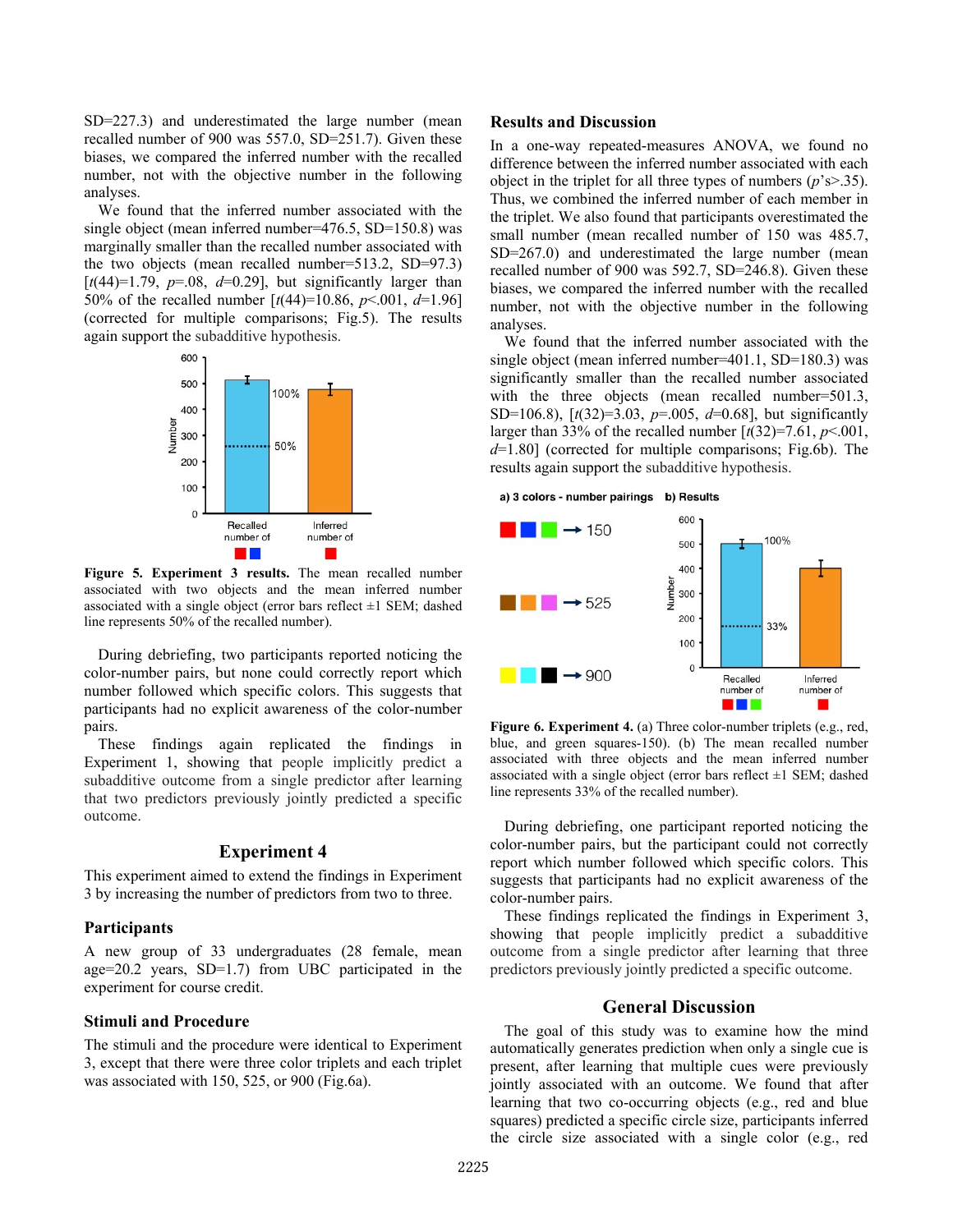SD=227.3) and underestimated the large number (mean recalled number of 900 was 557.0, SD=251.7). Given these biases, we compared the inferred number with the recalled number, not with the objective number in the following analyses.

We found that the inferred number associated with the single object (mean inferred number=476.5, SD=150.8) was marginally smaller than the recalled number associated with the two objects (mean recalled number=513.2, SD=97.3) [$t(44)=1.79$, $p=.08$, $d=0.29$], but significantly larger than 50% of the recalled number [$t(44)=10.86$, $p<.001$, $d=1.96$] (corrected for multiple comparisons; Fig.5). The results again support the subadditive hypothesis.

600
500
400
300
200
100
0
Number
100%
50%
Recalled number of
Inferred number of

**Figure 5. Experiment 3 results.** The mean recalled number associated with two objects and the mean inferred number associated with a single object (error bars reflect ±1 SEM; dashed line represents 50% of the recalled number).

During debriefing, two participants reported noticing the color-number pairs, but none could correctly report which number followed which specific colors. This suggests that participants had no explicit awareness of the color-number pairs.

These findings again replicated the findings in Experiment 1, showing that people implicitly predict a subadditive outcome from a single predictor after learning that two predictors previously jointly predicted a specific outcome.

## Experiment 4

This experiment aimed to extend the findings in Experiment 3 by increasing the number of predictors from two to three.

### Participants

A new group of 33 undergraduates (28 female, mean age=20.2 years, SD=1.7) from UBC participated in the experiment for course credit.

### Stimuli and Procedure

The stimuli and the procedure were identical to Experiment 3, except that there were three color triplets and each triplet was associated with 150, 525, or 900 (Fig.6a).

### Results and Discussion

In a one-way repeated-measures ANOVA, we found no difference between the inferred number associated with each object in the triplet for all three types of numbers ($p$'s>.35). Thus, we combined the inferred number of each member in the triplet. We also found that participants overestimated the small number (mean recalled number of 150 was 485.7, SD=267.0) and underestimated the large number (mean recalled number of 900 was 592.7, SD=246.8). Given these biases, we compared the inferred number with the recalled number, not with the objective number in the following analyses.

We found that the inferred number associated with the single object (mean inferred number=401.1, SD=180.3) was significantly smaller than the recalled number associated with the three objects (mean recalled number=501.3, SD=106.8), [$t(32)=3.03$, $p=.005$, $d=0.68$], but significantly larger than 33% of the recalled number [$t(32)=7.61$, $p<.001$, $d=1.80$] (corrected for multiple comparisons; Fig.6b). The results again support the subadditive hypothesis.

a) 3 colors - number pairings
→ 150
→ 525
→ 900

b) Results
600
500
400
300
200
100
0
Number
100%
33%
Recalled number of
Inferred number of

**Figure 6. Experiment 4.** (a) Three color-number triplets (e.g., red, blue, and green squares-150). (b) The mean recalled number associated with three objects and the mean inferred number associated with a single object (error bars reflect ±1 SEM; dashed line represents 33% of the recalled number).

During debriefing, one participant reported noticing the color-number pairs, but the participant could not correctly report which number followed which specific colors. This suggests that participants had no explicit awareness of the color-number pairs.

These findings replicated the findings in Experiment 3, showing that people implicitly predict a subadditive outcome from a single predictor after learning that three predictors previously jointly predicted a specific outcome.

## General Discussion

The goal of this study was to examine how the mind automatically generates prediction when only a single cue is present, after learning that multiple cues were previously jointly associated with an outcome. We found that after learning that two co-occurring objects (e.g., red and blue squares) predicted a specific circle size, participants inferred the circle size associated with a single color (e.g., red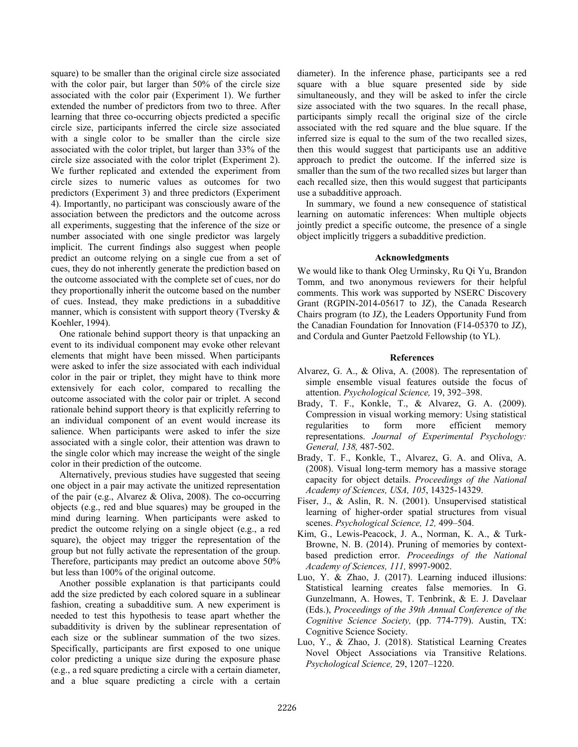square) to be smaller than the original circle size associated with the color pair, but larger than 50% of the circle size associated with the color pair (Experiment 1). We further extended the number of predictors from two to three. After learning that three co-occurring objects predicted a specific circle size, participants inferred the circle size associated with a single color to be smaller than the circle size associated with the color triplet, but larger than 33% of the circle size associated with the color triplet (Experiment 2). We further replicated and extended the experiment from circle sizes to numeric values as outcomes for two predictors (Experiment 3) and three predictors (Experiment 4). Importantly, no participant was consciously aware of the association between the predictors and the outcome across all experiments, suggesting that the inference of the size or number associated with one single predictor was largely implicit. The current findings also suggest when people predict an outcome relying on a single cue from a set of cues, they do not inherently generate the prediction based on the outcome associated with the complete set of cues, nor do they proportionally inherit the outcome based on the number of cues. Instead, they make predictions in a subadditive manner, which is consistent with support theory (Tversky & Koehler, 1994).

One rationale behind support theory is that unpacking an event to its individual component may evoke other relevant elements that might have been missed. When participants were asked to infer the size associated with each individual color in the pair or triplet, they might have to think more extensively for each color, compared to recalling the outcome associated with the color pair or triplet. A second rationale behind support theory is that explicitly referring to an individual component of an event would increase its salience. When participants were asked to infer the size associated with a single color, their attention was drawn to the single color which may increase the weight of the single color in their prediction of the outcome.

Alternatively, previous studies have suggested that seeing one object in a pair may activate the unitized representation of the pair (e.g., Alvarez & Oliva, 2008). The co-occurring objects (e.g., red and blue squares) may be grouped in the mind during learning. When participants were asked to predict the outcome relying on a single object (e.g., a red square), the object may trigger the representation of the group but not fully activate the representation of the group. Therefore, participants may predict an outcome above 50% but less than 100% of the original outcome.

Another possible explanation is that participants could add the size predicted by each colored square in a sublinear fashion, creating a subadditive sum. A new experiment is needed to test this hypothesis to tease apart whether the subadditivity is driven by the sublinear representation of each size or the sublinear summation of the two sizes. Specifically, participants are first exposed to one unique color predicting a unique size during the exposure phase (e.g., a red square predicting a circle with a certain diameter, and a blue square predicting a circle with a certain diameter). In the inference phase, participants see a red square with a blue square presented side by side simultaneously, and they will be asked to infer the circle size associated with the two squares. In the recall phase, participants simply recall the original size of the circle associated with the red square and the blue square. If the inferred size is equal to the sum of the two recalled sizes, then this would suggest that participants use an additive approach to predict the outcome. If the inferred size is smaller than the sum of the two recalled sizes but larger than each recalled size, then this would suggest that participants use a subadditive approach.

In summary, we found a new consequence of statistical learning on automatic inferences: When multiple objects jointly predict a specific outcome, the presence of a single object implicitly triggers a subadditive prediction.

## Acknowledgments

We would like to thank Oleg Urminsky, Ru Qi Yu, Brandon Tomm, and two anonymous reviewers for their helpful comments. This work was supported by NSERC Discovery Grant (RGPIN-2014-05617 to JZ), the Canada Research Chairs program (to JZ), the Leaders Opportunity Fund from the Canadian Foundation for Innovation (F14-05370 to JZ), and Cordula and Gunter Paetzold Fellowship (to YL).

## References

Alvarez, G. A., & Oliva, A. (2008). The representation of simple ensemble visual features outside the focus of attention. *Psychological Science,* 19, 392–398.

Brady, T. F., Konkle, T., & Alvarez, G. A. (2009). Compression in visual working memory: Using statistical regularities to form more efficient memory representations. *Journal of Experimental Psychology: General, 138,* 487-502.

Brady, T. F., Konkle, T., Alvarez, G. A. and Oliva, A. (2008). Visual long-term memory has a massive storage capacity for object details. *Proceedings of the National Academy of Sciences, USA, 105*, 14325-14329.

Fiser, J., & Aslin, R. N. (2001). Unsupervised statistical learning of higher-order spatial structures from visual scenes. *Psychological Science, 12,* 499–504.

Kim, G., Lewis-Peacock, J. A., Norman, K. A., & Turk-Browne, N. B. (2014). Pruning of memories by context-based prediction error. *Proceedings of the National Academy of Sciences, 111,* 8997-9002.

Luo, Y. & Zhao, J. (2017). Learning induced illusions: Statistical learning creates false memories. In G. Gunzelmann, A. Howes, T. Tenbrink, & E. J. Davelaar (Eds.), *Proceedings of the 39th Annual Conference of the Cognitive Science Society,* (pp. 774-779). Austin, TX: Cognitive Science Society.

Luo, Y., & Zhao, J. (2018). Statistical Learning Creates Novel Object Associations via Transitive Relations. *Psychological Science,* 29, 1207–1220.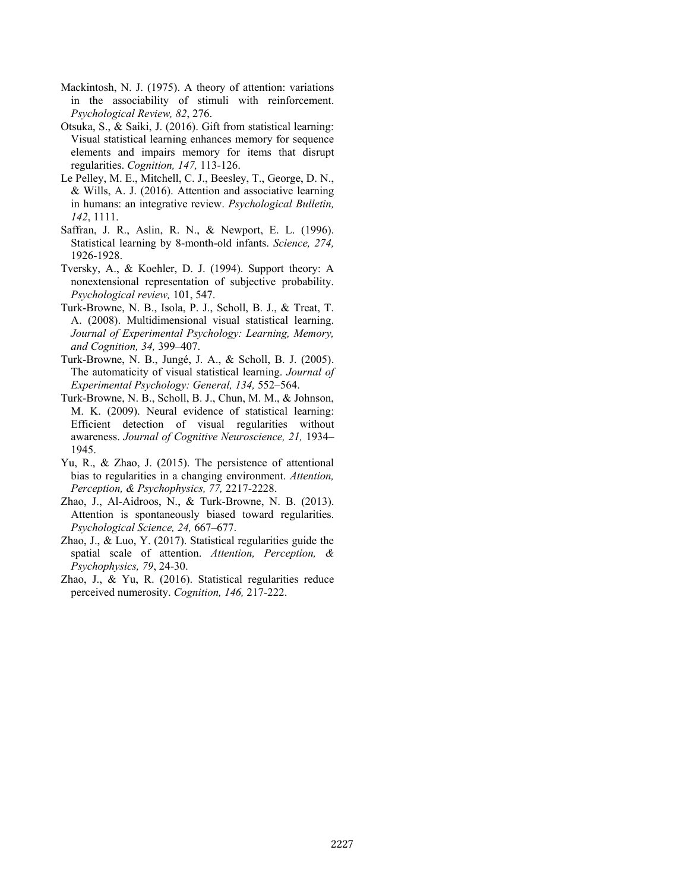Mackintosh, N. J. (1975). A theory of attention: variations in the associability of stimuli with reinforcement. *Psychological Review, 82*, 276.

Otsuka, S., & Saiki, J. (2016). Gift from statistical learning: Visual statistical learning enhances memory for sequence elements and impairs memory for items that disrupt regularities. *Cognition, 147,* 113-126.

Le Pelley, M. E., Mitchell, C. J., Beesley, T., George, D. N., & Wills, A. J. (2016). Attention and associative learning in humans: an integrative review. *Psychological Bulletin, 142*, 1111.

Saffran, J. R., Aslin, R. N., & Newport, E. L. (1996). Statistical learning by 8-month-old infants. *Science, 274,* 1926-1928.

Tversky, A., & Koehler, D. J. (1994). Support theory: A nonextensional representation of subjective probability. *Psychological review,* 101, 547.

Turk-Browne, N. B., Isola, P. J., Scholl, B. J., & Treat, T. A. (2008). Multidimensional visual statistical learning. *Journal of Experimental Psychology: Learning, Memory, and Cognition, 34,* 399–407.

Turk-Browne, N. B., Jungé, J. A., & Scholl, B. J. (2005). The automaticity of visual statistical learning. *Journal of Experimental Psychology: General, 134,* 552–564.

Turk-Browne, N. B., Scholl, B. J., Chun, M. M., & Johnson, M. K. (2009). Neural evidence of statistical learning: Efficient detection of visual regularities without awareness. *Journal of Cognitive Neuroscience, 21,* 1934–1945.

Yu, R., & Zhao, J. (2015). The persistence of attentional bias to regularities in a changing environment. *Attention, Perception, & Psychophysics, 77,* 2217-2228.

Zhao, J., Al-Aidroos, N., & Turk-Browne, N. B. (2013). Attention is spontaneously biased toward regularities. *Psychological Science, 24,* 667–677.

Zhao, J., & Luo, Y. (2017). Statistical regularities guide the spatial scale of attention. *Attention, Perception, & Psychophysics, 79*, 24-30.

Zhao, J., & Yu, R. (2016). Statistical regularities reduce perceived numerosity. *Cognition, 146,* 217-222.